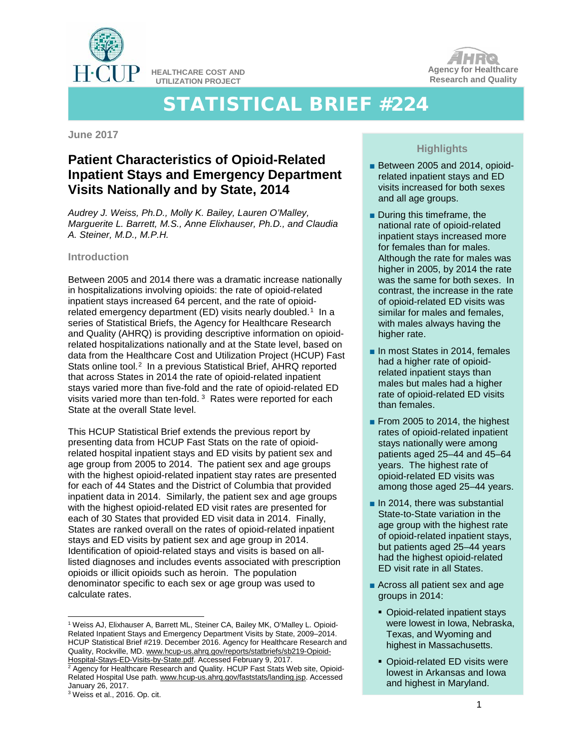HEALTHCARE COST AND UTILIZATION PROJECT

Agency for Healthcare Research and Quality

# STATISTICAL BRIEF #224

June 2017

## Patient Characteristics of Opioid-Related Inpatient Stays and Emergency Department Visits Nationally and by State, 2014

*Audrey J. Weiss, Ph.D., Molly K. Bailey, Lauren O'Malley, Marguerite L. Barrett, M.S., Anne Elixhauser, Ph.D., and Claudia A. Steiner, M.D., M.P.H.*

### Introduction

Between 2005 and 2014 there was a dramatic increase nationally in hospitalizations involving opioids: the rate of opioid-related inpatient stays increased 64 percent, and the rate of opioid-related emergency department (ED) visits nearly doubled.[1] In a series of Statistical Briefs, the Agency for Healthcare Research and Quality (AHRQ) is providing descriptive information on opioid-related hospitalizations nationally and at the State level, based on data from the Healthcare Cost and Utilization Project (HCUP) Fast Stats online tool.[2] In a previous Statistical Brief, AHRQ reported that across States in 2014 the rate of opioid-related inpatient stays varied more than five-fold and the rate of opioid-related ED visits varied more than ten-fold.[3] Rates were reported for each State at the overall State level.

This HCUP Statistical Brief extends the previous report by presenting data from HCUP Fast Stats on the rate of opioid-related hospital inpatient stays and ED visits by patient sex and age group from 2005 to 2014. The patient sex and age groups with the highest opioid-related inpatient stay rates are presented for each of 44 States and the District of Columbia that provided inpatient data in 2014. Similarly, the patient sex and age groups with the highest opioid-related ED visit rates are presented for each of 30 States that provided ED visit data in 2014. Finally, States are ranked overall on the rates of opioid-related inpatient stays and ED visits by patient sex and age group in 2014. Identification of opioid-related stays and visits is based on all-listed diagnoses and includes events associated with prescription opioids or illicit opioids such as heroin. The population denominator specific to each sex or age group was used to calculate rates.

### Highlights

- Between 2005 and 2014, opioid-related inpatient stays and ED visits increased for both sexes and all age groups.
- During this timeframe, the national rate of opioid-related inpatient stays increased more for females than for males. Although the rate for males was higher in 2005, by 2014 the rate was the same for both sexes. In contrast, the increase in the rate of opioid-related ED visits was similar for males and females, with males always having the higher rate.
- In most States in 2014, females had a higher rate of opioid-related inpatient stays than males but males had a higher rate of opioid-related ED visits than females.
- From 2005 to 2014, the highest rates of opioid-related inpatient stays nationally were among patients aged 25–44 and 45–64 years. The highest rate of opioid-related ED visits was among those aged 25–44 years.
- In 2014, there was substantial State-to-State variation in the age group with the highest rate of opioid-related inpatient stays, but patients aged 25–44 years had the highest opioid-related ED visit rate in all States.
- Across all patient sex and age groups in 2014:
  - Opioid-related inpatient stays were lowest in Iowa, Nebraska, Texas, and Wyoming and highest in Massachusetts.
  - Opioid-related ED visits were lowest in Arkansas and Iowa and highest in Maryland.

---

[1] Weiss AJ, Elixhauser A, Barrett ML, Steiner CA, Bailey MK, O'Malley L. Opioid-Related Inpatient Stays and Emergency Department Visits by State, 2009–2014. HCUP Statistical Brief #219. December 2016. Agency for Healthcare Research and Quality, Rockville, MD. www.hcup-us.ahrq.gov/reports/statbriefs/sb219-Opioid-Hospital-Stays-ED-Visits-by-State.pdf. Accessed February 9, 2017.

[2] Agency for Healthcare Research and Quality. HCUP Fast Stats Web site, Opioid-Related Hospital Use path. www.hcup-us.ahrq.gov/faststats/landing.jsp. Accessed January 26, 2017.

[3] Weiss et al., 2016. Op. cit.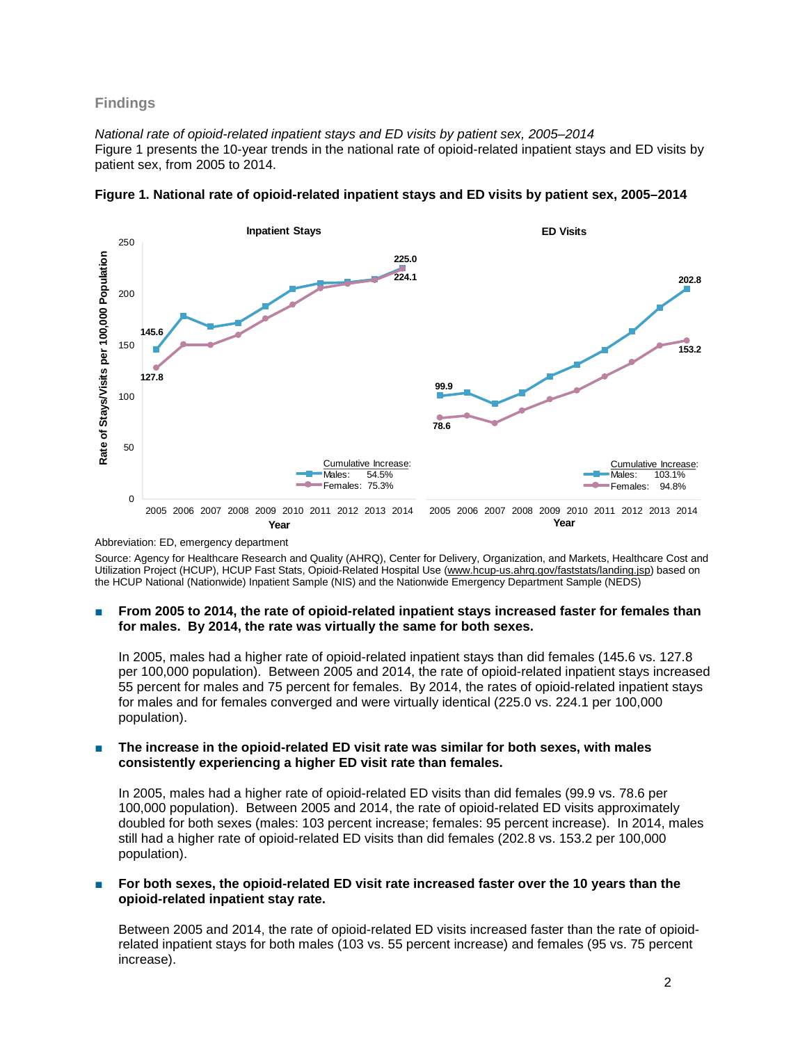## Findings

*National rate of opioid-related inpatient stays and ED visits by patient sex, 2005–2014*

Figure 1 presents the 10-year trends in the national rate of opioid-related inpatient stays and ED visits by patient sex, from 2005 to 2014.

**Figure 1. National rate of opioid-related inpatient stays and ED visits by patient sex, 2005–2014**

Abbreviation: ED, emergency department

Source: Agency for Healthcare Research and Quality (AHRQ), Center for Delivery, Organization, and Markets, Healthcare Cost and Utilization Project (HCUP), HCUP Fast Stats, Opioid-Related Hospital Use (www.hcup-us.ahrq.gov/faststats/landing.jsp) based on the HCUP National (Nationwide) Inpatient Sample (NIS) and the Nationwide Emergency Department Sample (NEDS)

- **From 2005 to 2014, the rate of opioid-related inpatient stays increased faster for females than for males. By 2014, the rate was virtually the same for both sexes.**

  In 2005, males had a higher rate of opioid-related inpatient stays than did females (145.6 vs. 127.8 per 100,000 population). Between 2005 and 2014, the rate of opioid-related inpatient stays increased 55 percent for males and 75 percent for females. By 2014, the rates of opioid-related inpatient stays for males and for females converged and were virtually identical (225.0 vs. 224.1 per 100,000 population).

- **The increase in the opioid-related ED visit rate was similar for both sexes, with males consistently experiencing a higher ED visit rate than females.**

  In 2005, males had a higher rate of opioid-related ED visits than did females (99.9 vs. 78.6 per 100,000 population). Between 2005 and 2014, the rate of opioid-related ED visits approximately doubled for both sexes (males: 103 percent increase; females: 95 percent increase). In 2014, males still had a higher rate of opioid-related ED visits than did females (202.8 vs. 153.2 per 100,000 population).

- **For both sexes, the opioid-related ED visit rate increased faster over the 10 years than the opioid-related inpatient stay rate.**

  Between 2005 and 2014, the rate of opioid-related ED visits increased faster than the rate of opioid-related inpatient stays for both males (103 vs. 55 percent increase) and females (95 vs. 75 percent increase).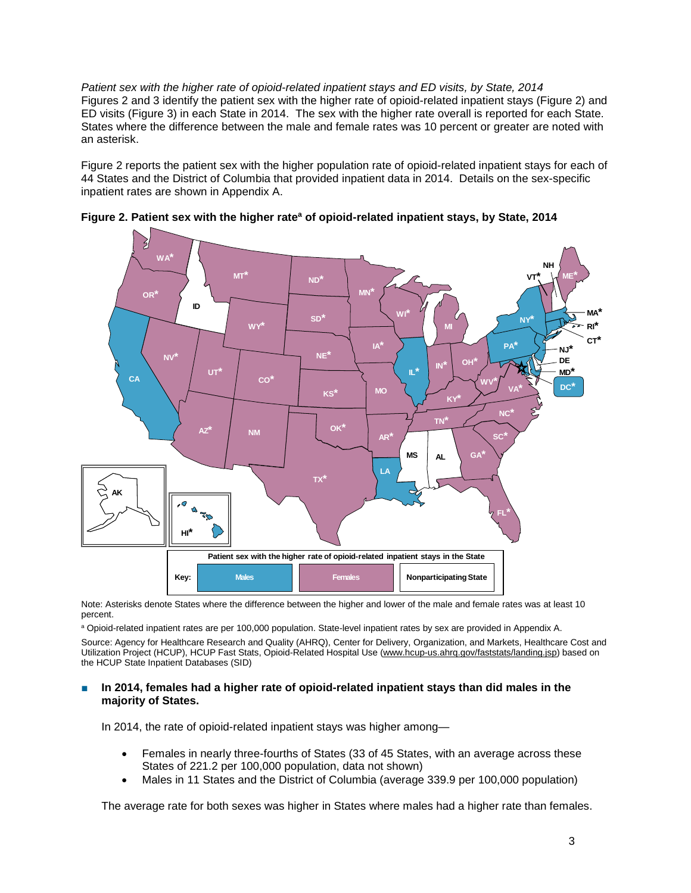*Patient sex with the higher rate of opioid-related inpatient stays and ED visits, by State, 2014*

Figures 2 and 3 identify the patient sex with the higher rate of opioid-related inpatient stays (Figure 2) and ED visits (Figure 3) in each State in 2014. The sex with the higher rate overall is reported for each State. States where the difference between the male and female rates was 10 percent or greater are noted with an asterisk.

Figure 2 reports the patient sex with the higher population rate of opioid-related inpatient stays for each of 44 States and the District of Columbia that provided inpatient data in 2014. Details on the sex-specific inpatient rates are shown in Appendix A.

**Figure 2. Patient sex with the higher rate[a] of opioid-related inpatient stays, by State, 2014**

Note: Asterisks denote States where the difference between the higher and lower of the male and female rates was at least 10 percent.

[a] Opioid-related inpatient rates are per 100,000 population. State-level inpatient rates by sex are provided in Appendix A.

Source: Agency for Healthcare Research and Quality (AHRQ), Center for Delivery, Organization, and Markets, Healthcare Cost and Utilization Project (HCUP), HCUP Fast Stats, Opioid-Related Hospital Use (www.hcup-us.ahrq.gov/faststats/landing.jsp) based on the HCUP State Inpatient Databases (SID)

- **In 2014, females had a higher rate of opioid-related inpatient stays than did males in the majority of States.**

  In 2014, the rate of opioid-related inpatient stays was higher among—

  - Females in nearly three-fourths of States (33 of 45 States, with an average across these States of 221.2 per 100,000 population, data not shown)
  - Males in 11 States and the District of Columbia (average 339.9 per 100,000 population)

  The average rate for both sexes was higher in States where males had a higher rate than females.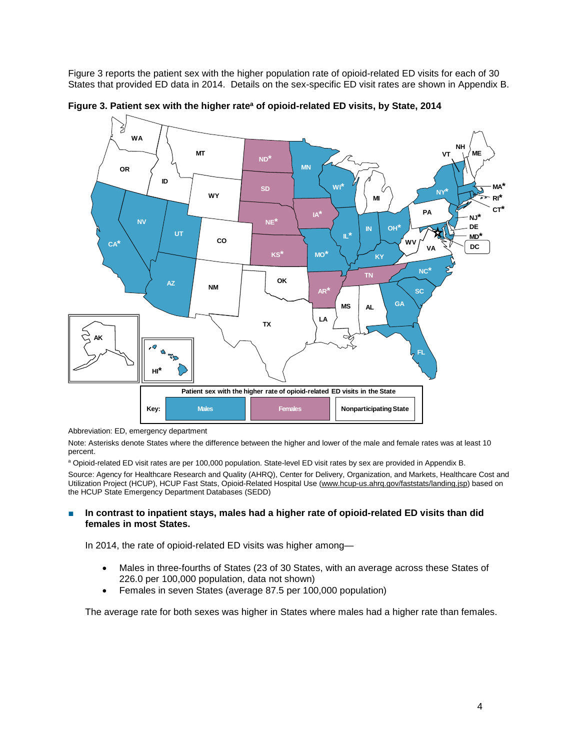Figure 3 reports the patient sex with the higher population rate of opioid-related ED visits for each of 30 States that provided ED data in 2014. Details on the sex-specific ED visit rates are shown in Appendix B.

**Figure 3. Patient sex with the higher rate[a] of opioid-related ED visits, by State, 2014**

Abbreviation: ED, emergency department

Note: Asterisks denote States where the difference between the higher and lower of the male and female rates was at least 10 percent.

[a] Opioid-related ED visit rates are per 100,000 population. State-level ED visit rates by sex are provided in Appendix B.

Source: Agency for Healthcare Research and Quality (AHRQ), Center for Delivery, Organization, and Markets, Healthcare Cost and Utilization Project (HCUP), HCUP Fast Stats, Opioid-Related Hospital Use (www.hcup-us.ahrq.gov/faststats/landing.jsp) based on the HCUP State Emergency Department Databases (SEDD)

- **In contrast to inpatient stays, males had a higher rate of opioid-related ED visits than did females in most States.**

  In 2014, the rate of opioid-related ED visits was higher among—

  - Males in three-fourths of States (23 of 30 States, with an average across these States of 226.0 per 100,000 population, data not shown)
  - Females in seven States (average 87.5 per 100,000 population)

  The average rate for both sexes was higher in States where males had a higher rate than females.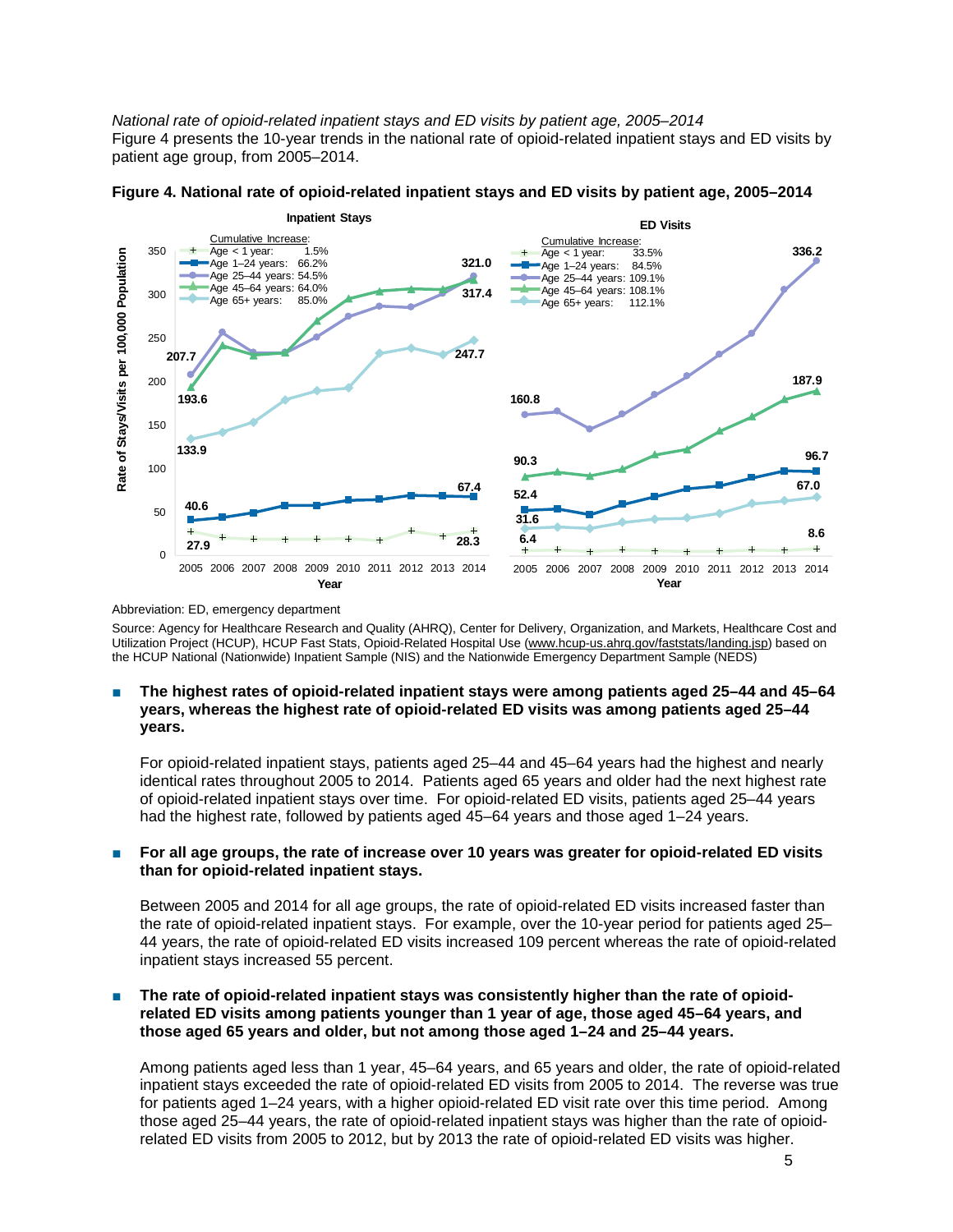*National rate of opioid-related inpatient stays and ED visits by patient age, 2005–2014*

Figure 4 presents the 10-year trends in the national rate of opioid-related inpatient stays and ED visits by patient age group, from 2005–2014.

**Figure 4. National rate of opioid-related inpatient stays and ED visits by patient age, 2005–2014**

Abbreviation: ED, emergency department

Source: Agency for Healthcare Research and Quality (AHRQ), Center for Delivery, Organization, and Markets, Healthcare Cost and Utilization Project (HCUP), HCUP Fast Stats, Opioid-Related Hospital Use (www.hcup-us.ahrq.gov/faststats/landing.jsp) based on the HCUP National (Nationwide) Inpatient Sample (NIS) and the Nationwide Emergency Department Sample (NEDS)

- **The highest rates of opioid-related inpatient stays were among patients aged 25–44 and 45–64 years, whereas the highest rate of opioid-related ED visits was among patients aged 25–44 years.**

  For opioid-related inpatient stays, patients aged 25–44 and 45–64 years had the highest and nearly identical rates throughout 2005 to 2014. Patients aged 65 years and older had the next highest rate of opioid-related inpatient stays over time. For opioid-related ED visits, patients aged 25–44 years had the highest rate, followed by patients aged 45–64 years and those aged 1–24 years.

- **For all age groups, the rate of increase over 10 years was greater for opioid-related ED visits than for opioid-related inpatient stays.**

  Between 2005 and 2014 for all age groups, the rate of opioid-related ED visits increased faster than the rate of opioid-related inpatient stays. For example, over the 10-year period for patients aged 25–44 years, the rate of opioid-related ED visits increased 109 percent whereas the rate of opioid-related inpatient stays increased 55 percent.

- **The rate of opioid-related inpatient stays was consistently higher than the rate of opioid-related ED visits among patients younger than 1 year of age, those aged 45–64 years, and those aged 65 years and older, but not among those aged 1–24 and 25–44 years.**

  Among patients aged less than 1 year, 45–64 years, and 65 years and older, the rate of opioid-related inpatient stays exceeded the rate of opioid-related ED visits from 2005 to 2014. The reverse was true for patients aged 1–24 years, with a higher opioid-related ED visit rate over this time period. Among those aged 25–44 years, the rate of opioid-related inpatient stays was higher than the rate of opioid-related ED visits from 2005 to 2012, but by 2013 the rate of opioid-related ED visits was higher.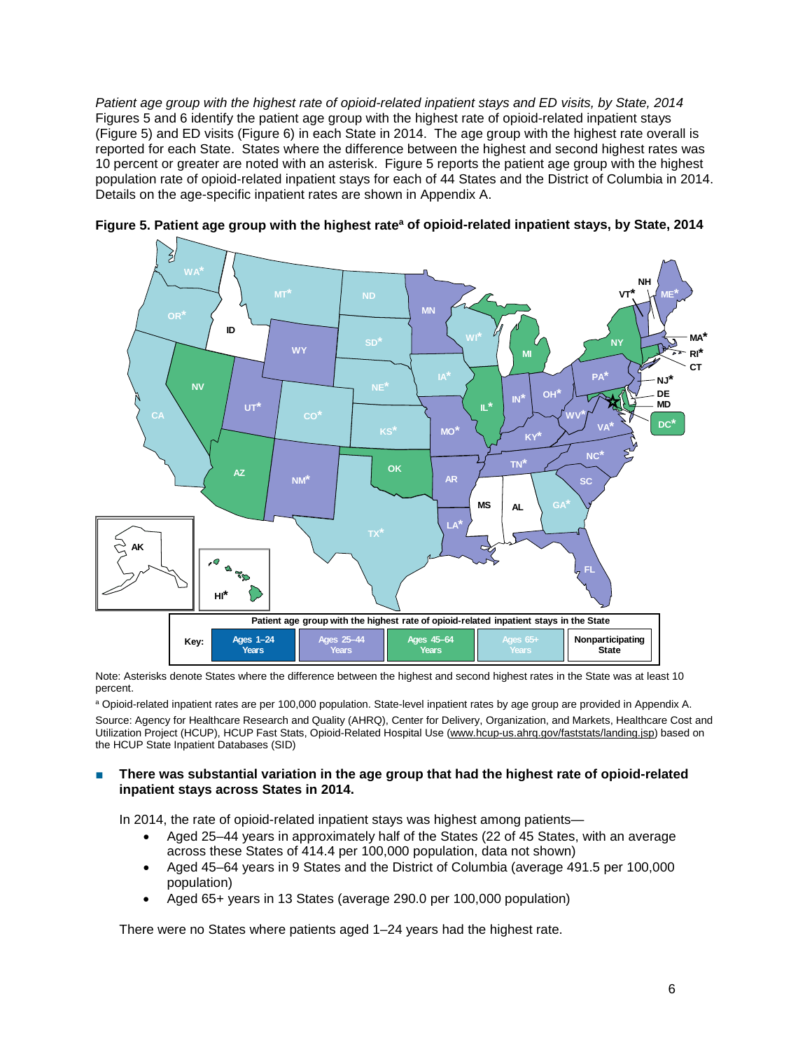*Patient age group with the highest rate of opioid-related inpatient stays and ED visits, by State, 2014*

Figures 5 and 6 identify the patient age group with the highest rate of opioid-related inpatient stays (Figure 5) and ED visits (Figure 6) in each State in 2014. The age group with the highest rate overall is reported for each State. States where the difference between the highest and second highest rates was 10 percent or greater are noted with an asterisk. Figure 5 reports the patient age group with the highest population rate of opioid-related inpatient stays for each of 44 States and the District of Columbia in 2014. Details on the age-specific inpatient rates are shown in Appendix A.

**Figure 5. Patient age group with the highest rate[a] of opioid-related inpatient stays, by State, 2014**

Patient age group with the highest rate of opioid-related inpatient stays in the State

Key: Ages 1–24 Years | Ages 25–44 Years | Ages 45–64 Years | Ages 65+ Years | Nonparticipating State

Note: Asterisks denote States where the difference between the highest and second highest rates in the State was at least 10 percent.

[a] Opioid-related inpatient rates are per 100,000 population. State-level inpatient rates by age group are provided in Appendix A.

Source: Agency for Healthcare Research and Quality (AHRQ), Center for Delivery, Organization, and Markets, Healthcare Cost and Utilization Project (HCUP), HCUP Fast Stats, Opioid-Related Hospital Use (www.hcup-us.ahrq.gov/faststats/landing.jsp) based on the HCUP State Inpatient Databases (SID)

- **There was substantial variation in the age group that had the highest rate of opioid-related inpatient stays across States in 2014.**

  In 2014, the rate of opioid-related inpatient stays was highest among patients—

  - Aged 25–44 years in approximately half of the States (22 of 45 States, with an average across these States of 414.4 per 100,000 population, data not shown)
  - Aged 45–64 years in 9 States and the District of Columbia (average 491.5 per 100,000 population)
  - Aged 65+ years in 13 States (average 290.0 per 100,000 population)

  There were no States where patients aged 1–24 years had the highest rate.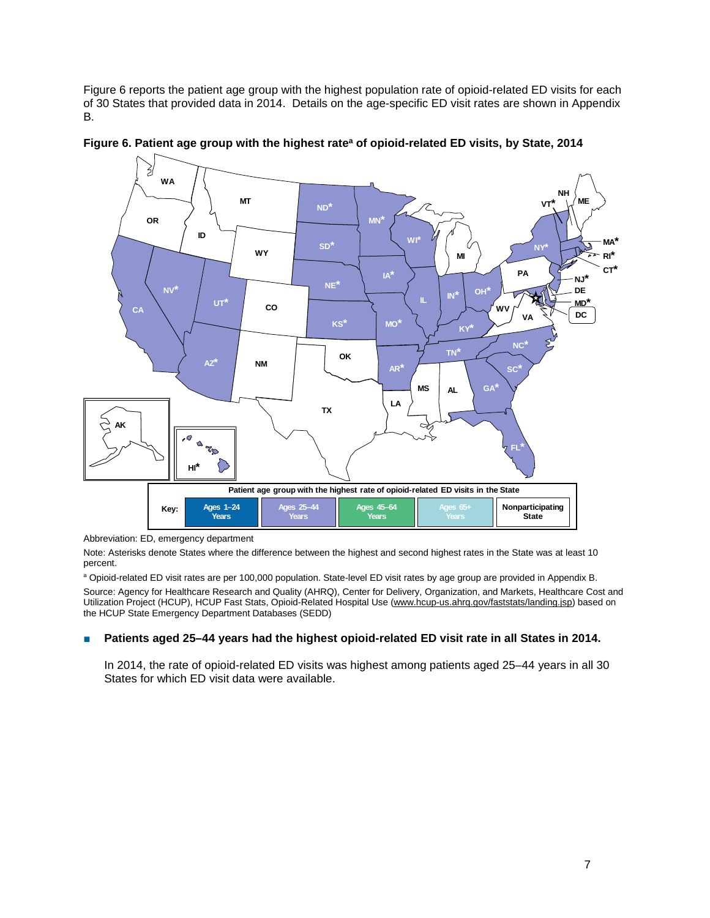Figure 6 reports the patient age group with the highest population rate of opioid-related ED visits for each of 30 States that provided data in 2014. Details on the age-specific ED visit rates are shown in Appendix B.

**Figure 6. Patient age group with the highest rate[a] of opioid-related ED visits, by State, 2014**

Patient age group with the highest rate of opioid-related ED visits in the State

Key: Ages 1–24 Years | Ages 25–44 Years | Ages 45–64 Years | Ages 65+ Years | Nonparticipating State

Abbreviation: ED, emergency department

Note: Asterisks denote States where the difference between the highest and second highest rates in the State was at least 10 percent.

[a] Opioid-related ED visit rates are per 100,000 population. State-level ED visit rates by age group are provided in Appendix B.

Source: Agency for Healthcare Research and Quality (AHRQ), Center for Delivery, Organization, and Markets, Healthcare Cost and Utilization Project (HCUP), HCUP Fast Stats, Opioid-Related Hospital Use (www.hcup-us.ahrq.gov/faststats/landing.jsp) based on the HCUP State Emergency Department Databases (SEDD)

- **Patients aged 25–44 years had the highest opioid-related ED visit rate in all States in 2014.**

  In 2014, the rate of opioid-related ED visits was highest among patients aged 25–44 years in all 30 States for which ED visit data were available.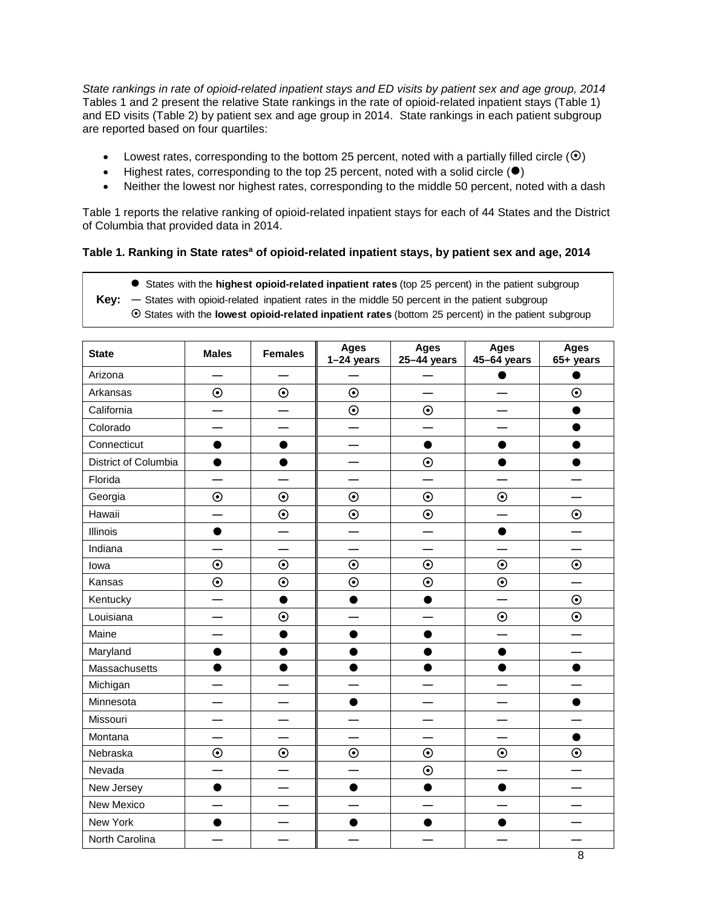*State rankings in rate of opioid-related inpatient stays and ED visits by patient sex and age group, 2014*
Tables 1 and 2 present the relative State rankings in the rate of opioid-related inpatient stays (Table 1) and ED visits (Table 2) by patient sex and age group in 2014. State rankings in each patient subgroup are reported based on four quartiles:

- Lowest rates, corresponding to the bottom 25 percent, noted with a partially filled circle (⊙)
- Highest rates, corresponding to the top 25 percent, noted with a solid circle (●)
- Neither the lowest nor highest rates, corresponding to the middle 50 percent, noted with a dash

Table 1 reports the relative ranking of opioid-related inpatient stays for each of 44 States and the District of Columbia that provided data in 2014.

**Table 1. Ranking in State rates[a] of opioid-related inpatient stays, by patient sex and age, 2014**

**Key:**
● States with the **highest opioid-related inpatient rates** (top 25 percent) in the patient subgroup
— States with opioid-related inpatient rates in the middle 50 percent in the patient subgroup
⊙ States with the **lowest opioid-related inpatient rates** (bottom 25 percent) in the patient subgroup

| State | Males | Females | Ages 1–24 years | Ages 25–44 years | Ages 45–64 years | Ages 65+ years |
|---|---|---|---|---|---|---|
| Arizona | — | — | — | — | ● | ● |
| Arkansas | ⊙ | ⊙ | ⊙ | — | — | ⊙ |
| California | — | — | ⊙ | ⊙ | — | ● |
| Colorado | — | — | — | — | — | ● |
| Connecticut | ● | ● | — | ● | ● | ● |
| District of Columbia | ● | ● | — | ⊙ | ● | ● |
| Florida | — | — | — | — | — | — |
| Georgia | ⊙ | ⊙ | ⊙ | ⊙ | ⊙ | — |
| Hawaii | — | ⊙ | ⊙ | ⊙ | — | ⊙ |
| Illinois | ● | — | — | — | ● | — |
| Indiana | — | — | — | — | — | — |
| Iowa | ⊙ | ⊙ | ⊙ | ⊙ | ⊙ | ⊙ |
| Kansas | ⊙ | ⊙ | ⊙ | ⊙ | ⊙ | — |
| Kentucky | — | ● | ● | ● | — | ⊙ |
| Louisiana | — | ⊙ | — | — | ⊙ | ⊙ |
| Maine | — | ● | ● | ● | — | — |
| Maryland | ● | ● | ● | ● | ● | — |
| Massachusetts | ● | ● | ● | ● | ● | ● |
| Michigan | — | — | — | — | — | — |
| Minnesota | — | — | ● | — | — | ● |
| Missouri | — | — | — | — | — | — |
| Montana | — | — | — | — | — | ● |
| Nebraska | ⊙ | ⊙ | ⊙ | ⊙ | ⊙ | ⊙ |
| Nevada | — | — | — | ⊙ | — | — |
| New Jersey | ● | — | ● | ● | ● | — |
| New Mexico | — | — | — | — | — | — |
| New York | ● | — | ● | ● | ● | — |
| North Carolina | — | — | — | — | — | — |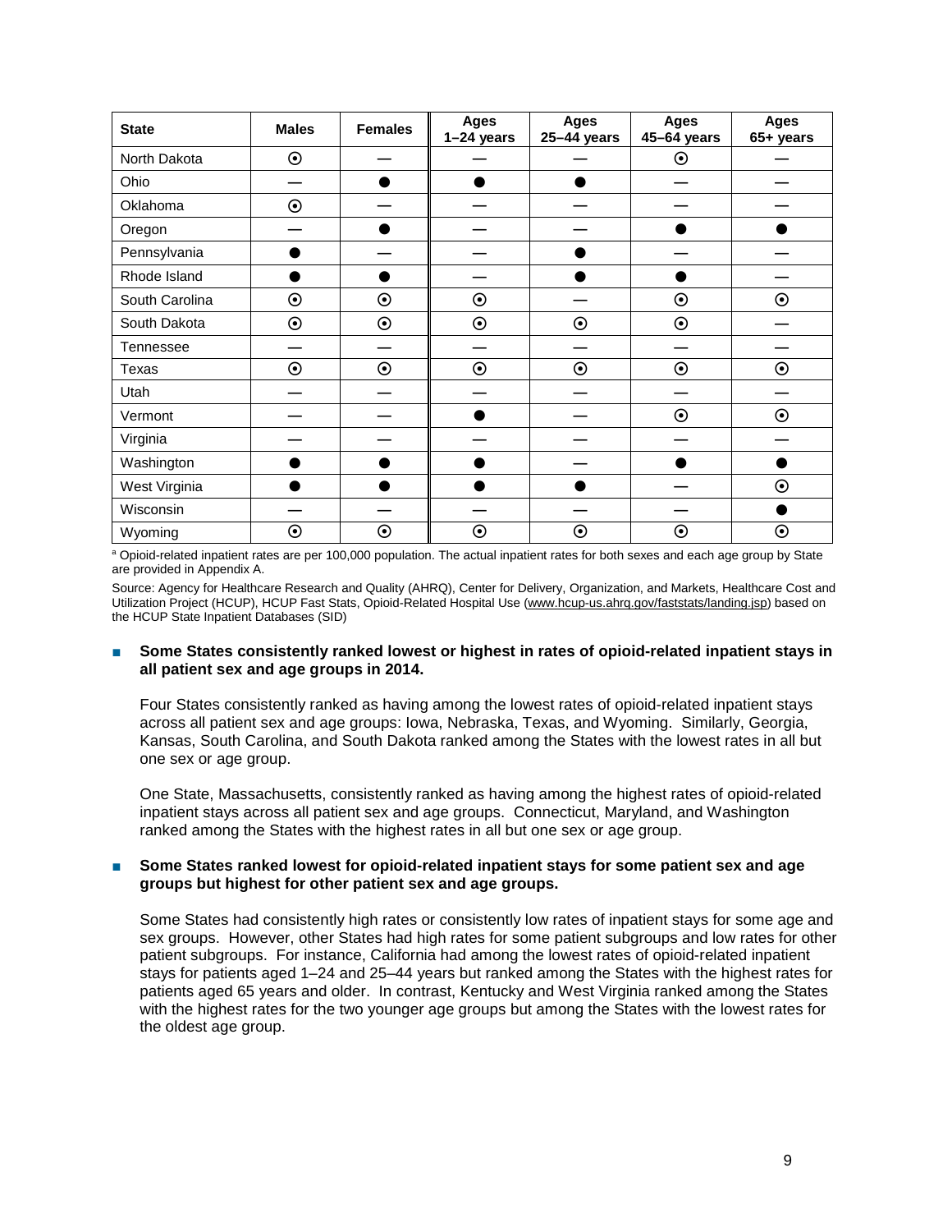| State | Males | Females | Ages 1–24 years | Ages 25–44 years | Ages 45–64 years | Ages 65+ years |
|---|---|---|---|---|---|---|
| North Dakota | ⊙ | — | — | — | ⊙ | — |
| Ohio | — | ● | ● | ● | — | — |
| Oklahoma | ⊙ | — | — | — | — | — |
| Oregon | — | ● | — | — | ● | ● |
| Pennsylvania | ● | — | — | ● | — | — |
| Rhode Island | ● | ● | — | ● | ● | — |
| South Carolina | ⊙ | ⊙ | ⊙ | — | ⊙ | ⊙ |
| South Dakota | ⊙ | ⊙ | ⊙ | ⊙ | ⊙ | — |
| Tennessee | — | — | — | — | — | — |
| Texas | ⊙ | ⊙ | ⊙ | ⊙ | ⊙ | ⊙ |
| Utah | — | — | — | — | — | — |
| Vermont | — | — | ● | — | ⊙ | ⊙ |
| Virginia | — | — | — | — | — | — |
| Washington | ● | ● | ● | — | ● | ● |
| West Virginia | ● | ● | ● | ● | — | ⊙ |
| Wisconsin | — | — | — | — | — | ● |
| Wyoming | ⊙ | ⊙ | ⊙ | ⊙ | ⊙ | ⊙ |

[a] Opioid-related inpatient rates are per 100,000 population. The actual inpatient rates for both sexes and each age group by State are provided in Appendix A.

Source: Agency for Healthcare Research and Quality (AHRQ), Center for Delivery, Organization, and Markets, Healthcare Cost and Utilization Project (HCUP), HCUP Fast Stats, Opioid-Related Hospital Use (www.hcup-us.ahrq.gov/faststats/landing.jsp) based on the HCUP State Inpatient Databases (SID)

- **Some States consistently ranked lowest or highest in rates of opioid-related inpatient stays in all patient sex and age groups in 2014.**

  Four States consistently ranked as having among the lowest rates of opioid-related inpatient stays across all patient sex and age groups: Iowa, Nebraska, Texas, and Wyoming. Similarly, Georgia, Kansas, South Carolina, and South Dakota ranked among the States with the lowest rates in all but one sex or age group.

  One State, Massachusetts, consistently ranked as having among the highest rates of opioid-related inpatient stays across all patient sex and age groups. Connecticut, Maryland, and Washington ranked among the States with the highest rates in all but one sex or age group.

- **Some States ranked lowest for opioid-related inpatient stays for some patient sex and age groups but highest for other patient sex and age groups.**

  Some States had consistently high rates or consistently low rates of inpatient stays for some age and sex groups. However, other States had high rates for some patient subgroups and low rates for other patient subgroups. For instance, California had among the lowest rates of opioid-related inpatient stays for patients aged 1–24 and 25–44 years but ranked among the States with the highest rates for patients aged 65 years and older. In contrast, Kentucky and West Virginia ranked among the States with the highest rates for the two younger age groups but among the States with the lowest rates for the oldest age group.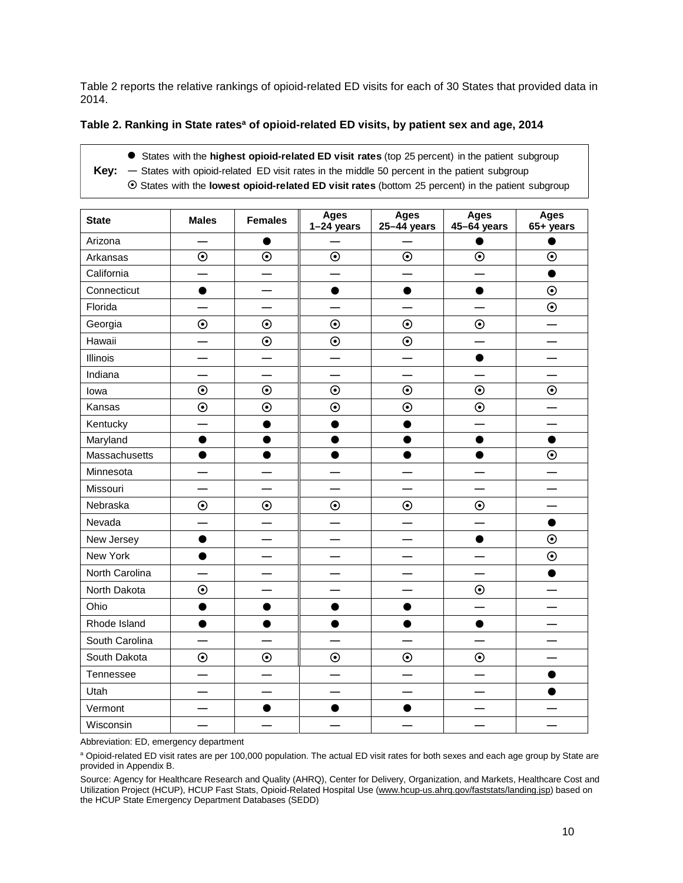Table 2 reports the relative rankings of opioid-related ED visits for each of 30 States that provided data in 2014.

**Table 2. Ranking in State rates[a] of opioid-related ED visits, by patient sex and age, 2014**

**Key:**
- ● States with the **highest opioid-related ED visit rates** (top 25 percent) in the patient subgroup
- — States with opioid-related ED visit rates in the middle 50 percent in the patient subgroup
- ⊙ States with the **lowest opioid-related ED visit rates** (bottom 25 percent) in the patient subgroup

| State | Males | Females | Ages 1–24 years | Ages 25–44 years | Ages 45–64 years | Ages 65+ years |
|---|---|---|---|---|---|---|
| Arizona | — | ● | — | — | ● | ● |
| Arkansas | ⊙ | ⊙ | ⊙ | ⊙ | ⊙ | ⊙ |
| California | — | — | — | — | — | ● |
| Connecticut | ● | — | ● | ● | ● | ⊙ |
| Florida | — | — | — | — | — | ⊙ |
| Georgia | ⊙ | ⊙ | ⊙ | ⊙ | ⊙ | — |
| Hawaii | — | ⊙ | ⊙ | ⊙ | — | — |
| Illinois | — | — | — | — | ● | — |
| Indiana | — | — | — | — | — | — |
| Iowa | ⊙ | ⊙ | ⊙ | ⊙ | ⊙ | ⊙ |
| Kansas | ⊙ | ⊙ | ⊙ | ⊙ | ⊙ | — |
| Kentucky | — | ● | ● | ● | — | — |
| Maryland | ● | ● | ● | ● | ● | ● |
| Massachusetts | ● | ● | ● | ● | ● | ⊙ |
| Minnesota | — | — | — | — | — | — |
| Missouri | — | — | — | — | — | — |
| Nebraska | ⊙ | ⊙ | ⊙ | ⊙ | ⊙ | — |
| Nevada | — | — | — | — | — | ● |
| New Jersey | ● | — | — | — | ● | ⊙ |
| New York | ● | — | — | — | — | ⊙ |
| North Carolina | — | — | — | — | — | ● |
| North Dakota | ⊙ | — | — | — | ⊙ | — |
| Ohio | ● | ● | ● | ● | — | — |
| Rhode Island | ● | ● | ● | ● | ● | — |
| South Carolina | — | — | — | — | — | — |
| South Dakota | ⊙ | ⊙ | ⊙ | ⊙ | ⊙ | — |
| Tennessee | — | — | — | — | — | ● |
| Utah | — | — | — | — | — | ● |
| Vermont | — | ● | ● | ● | — | — |
| Wisconsin | — | — | — | — | — | — |

Abbreviation: ED, emergency department

[a] Opioid-related ED visit rates are per 100,000 population. The actual ED visit rates for both sexes and each age group by State are provided in Appendix B.

Source: Agency for Healthcare Research and Quality (AHRQ), Center for Delivery, Organization, and Markets, Healthcare Cost and Utilization Project (HCUP), HCUP Fast Stats, Opioid-Related Hospital Use (www.hcup-us.ahrq.gov/faststats/landing.jsp) based on the HCUP State Emergency Department Databases (SEDD)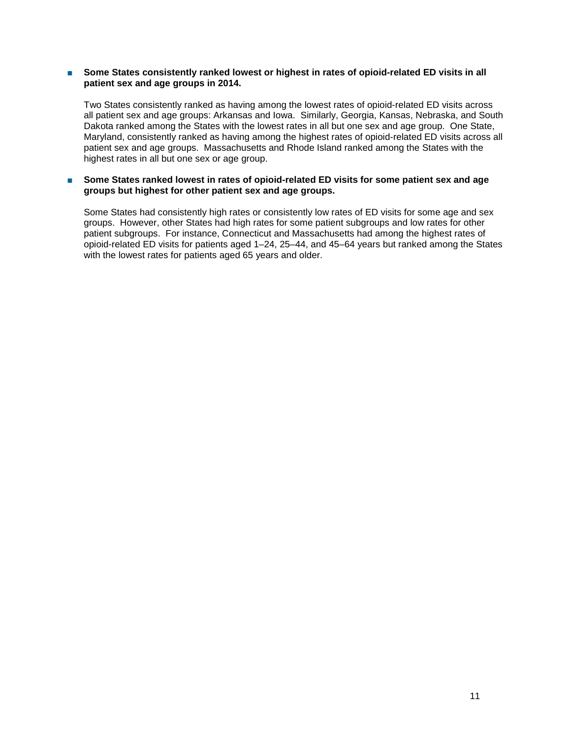- **Some States consistently ranked lowest or highest in rates of opioid-related ED visits in all patient sex and age groups in 2014.**

  Two States consistently ranked as having among the lowest rates of opioid-related ED visits across all patient sex and age groups: Arkansas and Iowa. Similarly, Georgia, Kansas, Nebraska, and South Dakota ranked among the States with the lowest rates in all but one sex and age group. One State, Maryland, consistently ranked as having among the highest rates of opioid-related ED visits across all patient sex and age groups. Massachusetts and Rhode Island ranked among the States with the highest rates in all but one sex or age group.

- **Some States ranked lowest in rates of opioid-related ED visits for some patient sex and age groups but highest for other patient sex and age groups.**

  Some States had consistently high rates or consistently low rates of ED visits for some age and sex groups. However, other States had high rates for some patient subgroups and low rates for other patient subgroups. For instance, Connecticut and Massachusetts had among the highest rates of opioid-related ED visits for patients aged 1–24, 25–44, and 45–64 years but ranked among the States with the lowest rates for patients aged 65 years and older.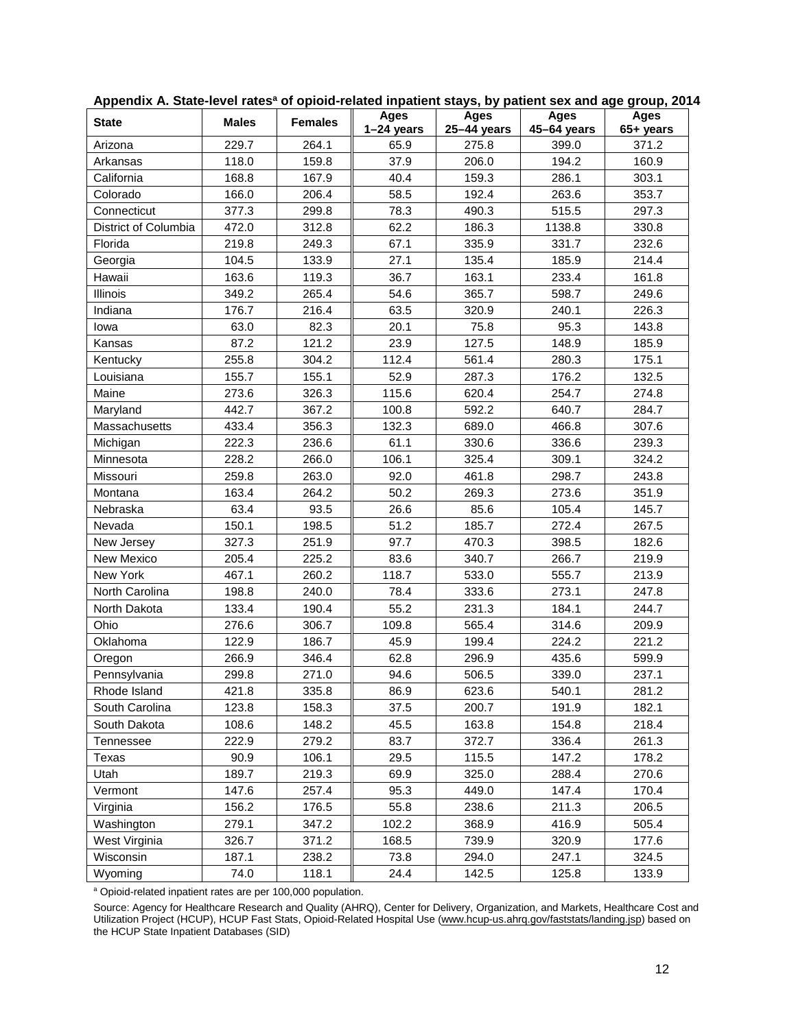**Appendix A. State-level rates[a] of opioid-related inpatient stays, by patient sex and age group, 2014**

| State | Males | Females | Ages 1–24 years | Ages 25–44 years | Ages 45–64 years | Ages 65+ years |
|---|---|---|---|---|---|---|
| Arizona | 229.7 | 264.1 | 65.9 | 275.8 | 399.0 | 371.2 |
| Arkansas | 118.0 | 159.8 | 37.9 | 206.0 | 194.2 | 160.9 |
| California | 168.8 | 167.9 | 40.4 | 159.3 | 286.1 | 303.1 |
| Colorado | 166.0 | 206.4 | 58.5 | 192.4 | 263.6 | 353.7 |
| Connecticut | 377.3 | 299.8 | 78.3 | 490.3 | 515.5 | 297.3 |
| District of Columbia | 472.0 | 312.8 | 62.2 | 186.3 | 1138.8 | 330.8 |
| Florida | 219.8 | 249.3 | 67.1 | 335.9 | 331.7 | 232.6 |
| Georgia | 104.5 | 133.9 | 27.1 | 135.4 | 185.9 | 214.4 |
| Hawaii | 163.6 | 119.3 | 36.7 | 163.1 | 233.4 | 161.8 |
| Illinois | 349.2 | 265.4 | 54.6 | 365.7 | 598.7 | 249.6 |
| Indiana | 176.7 | 216.4 | 63.5 | 320.9 | 240.1 | 226.3 |
| Iowa | 63.0 | 82.3 | 20.1 | 75.8 | 95.3 | 143.8 |
| Kansas | 87.2 | 121.2 | 23.9 | 127.5 | 148.9 | 185.9 |
| Kentucky | 255.8 | 304.2 | 112.4 | 561.4 | 280.3 | 175.1 |
| Louisiana | 155.7 | 155.1 | 52.9 | 287.3 | 176.2 | 132.5 |
| Maine | 273.6 | 326.3 | 115.6 | 620.4 | 254.7 | 274.8 |
| Maryland | 442.7 | 367.2 | 100.8 | 592.2 | 640.7 | 284.7 |
| Massachusetts | 433.4 | 356.3 | 132.3 | 689.0 | 466.8 | 307.6 |
| Michigan | 222.3 | 236.6 | 61.1 | 330.6 | 336.6 | 239.3 |
| Minnesota | 228.2 | 266.0 | 106.1 | 325.4 | 309.1 | 324.2 |
| Missouri | 259.8 | 263.0 | 92.0 | 461.8 | 298.7 | 243.8 |
| Montana | 163.4 | 264.2 | 50.2 | 269.3 | 273.6 | 351.9 |
| Nebraska | 63.4 | 93.5 | 26.6 | 85.6 | 105.4 | 145.7 |
| Nevada | 150.1 | 198.5 | 51.2 | 185.7 | 272.4 | 267.5 |
| New Jersey | 327.3 | 251.9 | 97.7 | 470.3 | 398.5 | 182.6 |
| New Mexico | 205.4 | 225.2 | 83.6 | 340.7 | 266.7 | 219.9 |
| New York | 467.1 | 260.2 | 118.7 | 533.0 | 555.7 | 213.9 |
| North Carolina | 198.8 | 240.0 | 78.4 | 333.6 | 273.1 | 247.8 |
| North Dakota | 133.4 | 190.4 | 55.2 | 231.3 | 184.1 | 244.7 |
| Ohio | 276.6 | 306.7 | 109.8 | 565.4 | 314.6 | 209.9 |
| Oklahoma | 122.9 | 186.7 | 45.9 | 199.4 | 224.2 | 221.2 |
| Oregon | 266.9 | 346.4 | 62.8 | 296.9 | 435.6 | 599.9 |
| Pennsylvania | 299.8 | 271.0 | 94.6 | 506.5 | 339.0 | 237.1 |
| Rhode Island | 421.8 | 335.8 | 86.9 | 623.6 | 540.1 | 281.2 |
| South Carolina | 123.8 | 158.3 | 37.5 | 200.7 | 191.9 | 182.1 |
| South Dakota | 108.6 | 148.2 | 45.5 | 163.8 | 154.8 | 218.4 |
| Tennessee | 222.9 | 279.2 | 83.7 | 372.7 | 336.4 | 261.3 |
| Texas | 90.9 | 106.1 | 29.5 | 115.5 | 147.2 | 178.2 |
| Utah | 189.7 | 219.3 | 69.9 | 325.0 | 288.4 | 270.6 |
| Vermont | 147.6 | 257.4 | 95.3 | 449.0 | 147.4 | 170.4 |
| Virginia | 156.2 | 176.5 | 55.8 | 238.6 | 211.3 | 206.5 |
| Washington | 279.1 | 347.2 | 102.2 | 368.9 | 416.9 | 505.4 |
| West Virginia | 326.7 | 371.2 | 168.5 | 739.9 | 320.9 | 177.6 |
| Wisconsin | 187.1 | 238.2 | 73.8 | 294.0 | 247.1 | 324.5 |
| Wyoming | 74.0 | 118.1 | 24.4 | 142.5 | 125.8 | 133.9 |

[a] Opioid-related inpatient rates are per 100,000 population.

Source: Agency for Healthcare Research and Quality (AHRQ), Center for Delivery, Organization, and Markets, Healthcare Cost and Utilization Project (HCUP), HCUP Fast Stats, Opioid-Related Hospital Use (www.hcup-us.ahrq.gov/faststats/landing.jsp) based on the HCUP State Inpatient Databases (SID)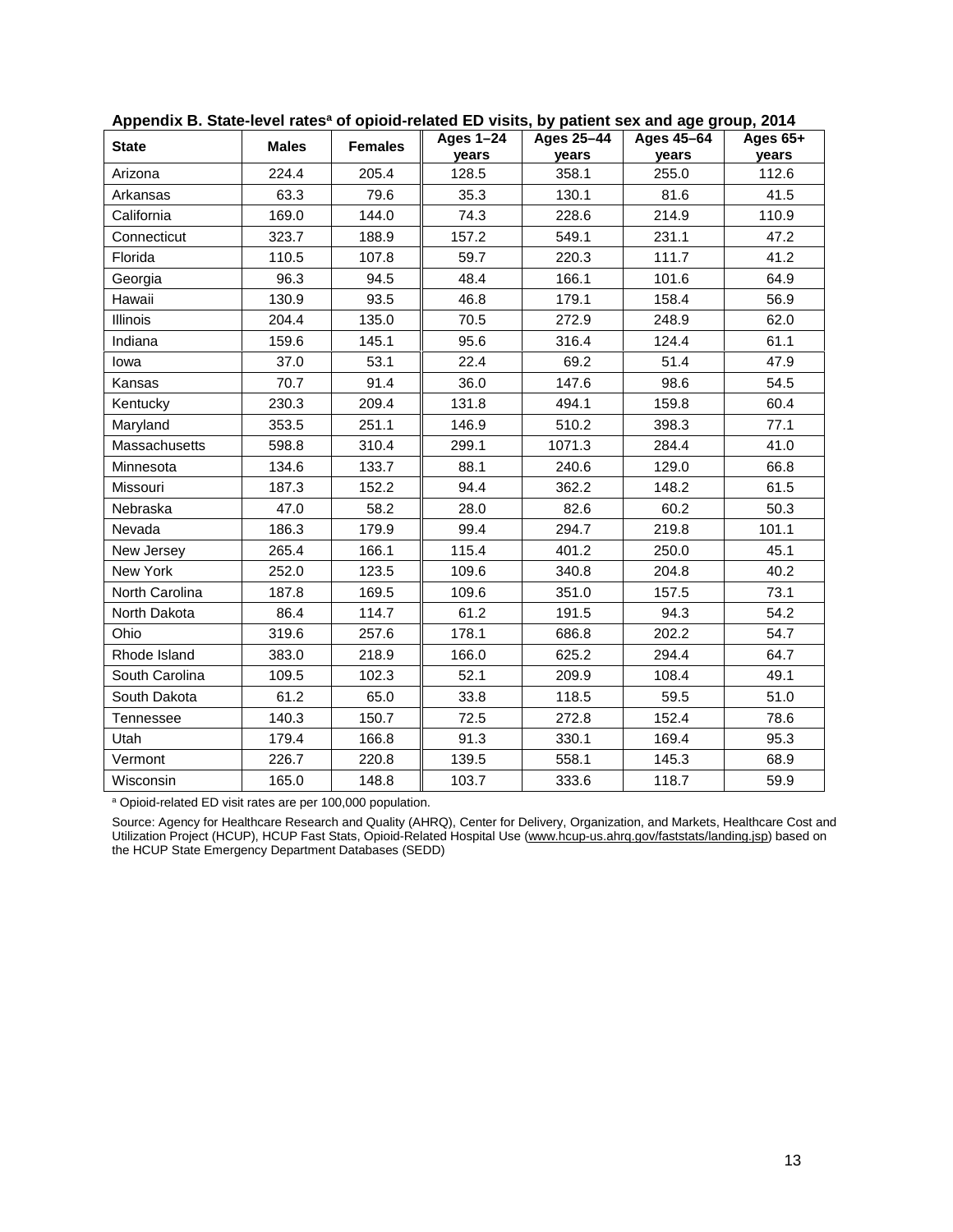**Appendix B. State-level rates[a] of opioid-related ED visits, by patient sex and age group, 2014**

| State | Males | Females | Ages 1–24 years | Ages 25–44 years | Ages 45–64 years | Ages 65+ years |
|---|---|---|---|---|---|---|
| Arizona | 224.4 | 205.4 | 128.5 | 358.1 | 255.0 | 112.6 |
| Arkansas | 63.3 | 79.6 | 35.3 | 130.1 | 81.6 | 41.5 |
| California | 169.0 | 144.0 | 74.3 | 228.6 | 214.9 | 110.9 |
| Connecticut | 323.7 | 188.9 | 157.2 | 549.1 | 231.1 | 47.2 |
| Florida | 110.5 | 107.8 | 59.7 | 220.3 | 111.7 | 41.2 |
| Georgia | 96.3 | 94.5 | 48.4 | 166.1 | 101.6 | 64.9 |
| Hawaii | 130.9 | 93.5 | 46.8 | 179.1 | 158.4 | 56.9 |
| Illinois | 204.4 | 135.0 | 70.5 | 272.9 | 248.9 | 62.0 |
| Indiana | 159.6 | 145.1 | 95.6 | 316.4 | 124.4 | 61.1 |
| Iowa | 37.0 | 53.1 | 22.4 | 69.2 | 51.4 | 47.9 |
| Kansas | 70.7 | 91.4 | 36.0 | 147.6 | 98.6 | 54.5 |
| Kentucky | 230.3 | 209.4 | 131.8 | 494.1 | 159.8 | 60.4 |
| Maryland | 353.5 | 251.1 | 146.9 | 510.2 | 398.3 | 77.1 |
| Massachusetts | 598.8 | 310.4 | 299.1 | 1071.3 | 284.4 | 41.0 |
| Minnesota | 134.6 | 133.7 | 88.1 | 240.6 | 129.0 | 66.8 |
| Missouri | 187.3 | 152.2 | 94.4 | 362.2 | 148.2 | 61.5 |
| Nebraska | 47.0 | 58.2 | 28.0 | 82.6 | 60.2 | 50.3 |
| Nevada | 186.3 | 179.9 | 99.4 | 294.7 | 219.8 | 101.1 |
| New Jersey | 265.4 | 166.1 | 115.4 | 401.2 | 250.0 | 45.1 |
| New York | 252.0 | 123.5 | 109.6 | 340.8 | 204.8 | 40.2 |
| North Carolina | 187.8 | 169.5 | 109.6 | 351.0 | 157.5 | 73.1 |
| North Dakota | 86.4 | 114.7 | 61.2 | 191.5 | 94.3 | 54.2 |
| Ohio | 319.6 | 257.6 | 178.1 | 686.8 | 202.2 | 54.7 |
| Rhode Island | 383.0 | 218.9 | 166.0 | 625.2 | 294.4 | 64.7 |
| South Carolina | 109.5 | 102.3 | 52.1 | 209.9 | 108.4 | 49.1 |
| South Dakota | 61.2 | 65.0 | 33.8 | 118.5 | 59.5 | 51.0 |
| Tennessee | 140.3 | 150.7 | 72.5 | 272.8 | 152.4 | 78.6 |
| Utah | 179.4 | 166.8 | 91.3 | 330.1 | 169.4 | 95.3 |
| Vermont | 226.7 | 220.8 | 139.5 | 558.1 | 145.3 | 68.9 |
| Wisconsin | 165.0 | 148.8 | 103.7 | 333.6 | 118.7 | 59.9 |

[a] Opioid-related ED visit rates are per 100,000 population.

Source: Agency for Healthcare Research and Quality (AHRQ), Center for Delivery, Organization, and Markets, Healthcare Cost and Utilization Project (HCUP), HCUP Fast Stats, Opioid-Related Hospital Use (www.hcup-us.ahrq.gov/faststats/landing.jsp) based on the HCUP State Emergency Department Databases (SEDD)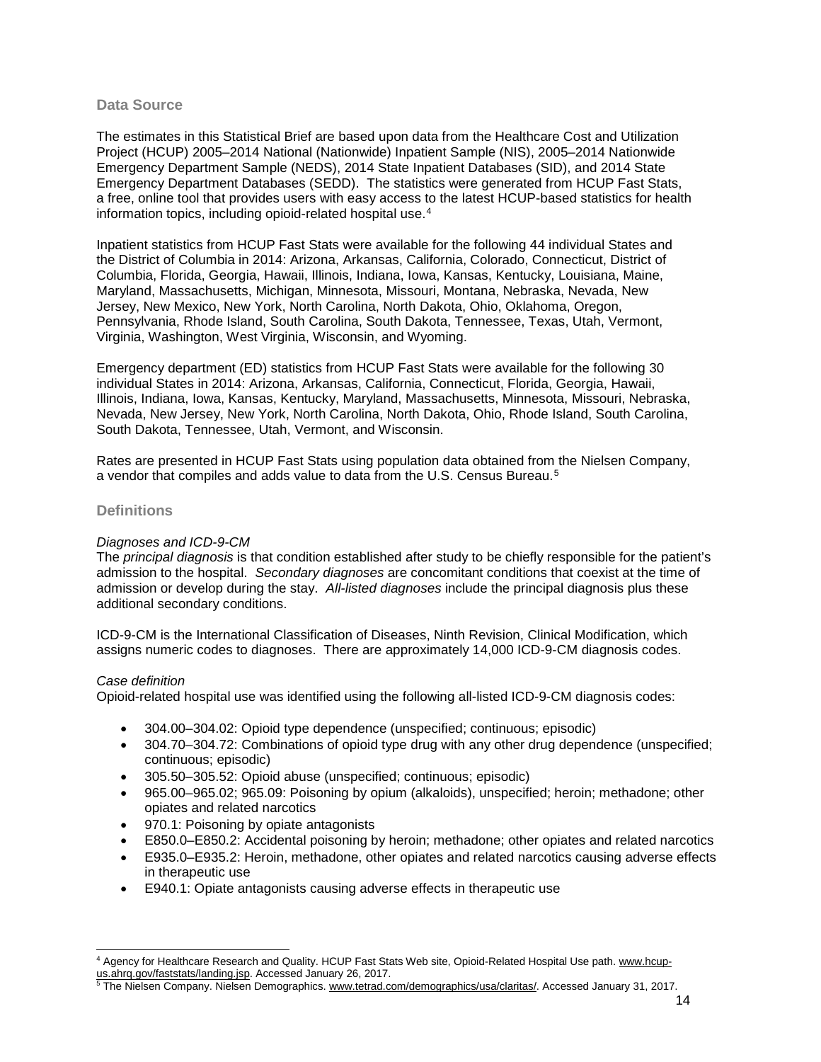## Data Source

The estimates in this Statistical Brief are based upon data from the Healthcare Cost and Utilization Project (HCUP) 2005–2014 National (Nationwide) Inpatient Sample (NIS), 2005–2014 Nationwide Emergency Department Sample (NEDS), 2014 State Inpatient Databases (SID), and 2014 State Emergency Department Databases (SEDD). The statistics were generated from HCUP Fast Stats, a free, online tool that provides users with easy access to the latest HCUP-based statistics for health information topics, including opioid-related hospital use.[4]

Inpatient statistics from HCUP Fast Stats were available for the following 44 individual States and the District of Columbia in 2014: Arizona, Arkansas, California, Colorado, Connecticut, District of Columbia, Florida, Georgia, Hawaii, Illinois, Indiana, Iowa, Kansas, Kentucky, Louisiana, Maine, Maryland, Massachusetts, Michigan, Minnesota, Missouri, Montana, Nebraska, Nevada, New Jersey, New Mexico, New York, North Carolina, North Dakota, Ohio, Oklahoma, Oregon, Pennsylvania, Rhode Island, South Carolina, South Dakota, Tennessee, Texas, Utah, Vermont, Virginia, Washington, West Virginia, Wisconsin, and Wyoming.

Emergency department (ED) statistics from HCUP Fast Stats were available for the following 30 individual States in 2014: Arizona, Arkansas, California, Connecticut, Florida, Georgia, Hawaii, Illinois, Indiana, Iowa, Kansas, Kentucky, Maryland, Massachusetts, Minnesota, Missouri, Nebraska, Nevada, New Jersey, New York, North Carolina, North Dakota, Ohio, Rhode Island, South Carolina, South Dakota, Tennessee, Utah, Vermont, and Wisconsin.

Rates are presented in HCUP Fast Stats using population data obtained from the Nielsen Company, a vendor that compiles and adds value to data from the U.S. Census Bureau.[5]

## Definitions

*Diagnoses and ICD-9-CM*

The *principal diagnosis* is that condition established after study to be chiefly responsible for the patient's admission to the hospital. *Secondary diagnoses* are concomitant conditions that coexist at the time of admission or develop during the stay. *All-listed diagnoses* include the principal diagnosis plus these additional secondary conditions.

ICD-9-CM is the International Classification of Diseases, Ninth Revision, Clinical Modification, which assigns numeric codes to diagnoses. There are approximately 14,000 ICD-9-CM diagnosis codes.

*Case definition*

Opioid-related hospital use was identified using the following all-listed ICD-9-CM diagnosis codes:

- 304.00–304.02: Opioid type dependence (unspecified; continuous; episodic)
- 304.70–304.72: Combinations of opioid type drug with any other drug dependence (unspecified; continuous; episodic)
- 305.50–305.52: Opioid abuse (unspecified; continuous; episodic)
- 965.00–965.02; 965.09: Poisoning by opium (alkaloids), unspecified; heroin; methadone; other opiates and related narcotics
- 970.1: Poisoning by opiate antagonists
- E850.0–E850.2: Accidental poisoning by heroin; methadone; other opiates and related narcotics
- E935.0–E935.2: Heroin, methadone, other opiates and related narcotics causing adverse effects in therapeutic use
- E940.1: Opiate antagonists causing adverse effects in therapeutic use

---

[4] Agency for Healthcare Research and Quality. HCUP Fast Stats Web site, Opioid-Related Hospital Use path. www.hcup-us.ahrq.gov/faststats/landing.jsp. Accessed January 26, 2017.

[5] The Nielsen Company. Nielsen Demographics. www.tetrad.com/demographics/usa/claritas/. Accessed January 31, 2017.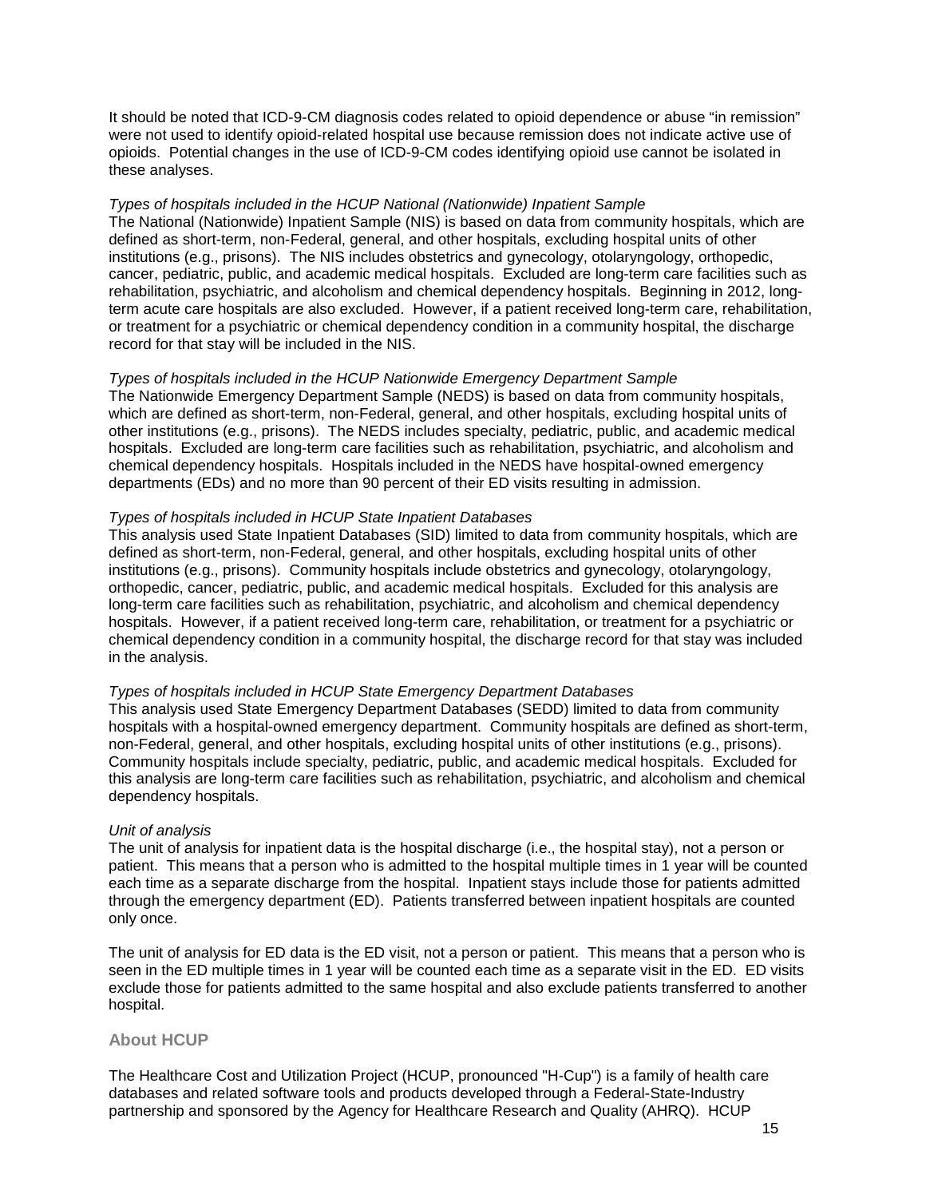It should be noted that ICD-9-CM diagnosis codes related to opioid dependence or abuse "in remission" were not used to identify opioid-related hospital use because remission does not indicate active use of opioids. Potential changes in the use of ICD-9-CM codes identifying opioid use cannot be isolated in these analyses.

*Types of hospitals included in the HCUP National (Nationwide) Inpatient Sample*

The National (Nationwide) Inpatient Sample (NIS) is based on data from community hospitals, which are defined as short-term, non-Federal, general, and other hospitals, excluding hospital units of other institutions (e.g., prisons). The NIS includes obstetrics and gynecology, otolaryngology, orthopedic, cancer, pediatric, public, and academic medical hospitals. Excluded are long-term care facilities such as rehabilitation, psychiatric, and alcoholism and chemical dependency hospitals. Beginning in 2012, long-term acute care hospitals are also excluded. However, if a patient received long-term care, rehabilitation, or treatment for a psychiatric or chemical dependency condition in a community hospital, the discharge record for that stay will be included in the NIS.

*Types of hospitals included in the HCUP Nationwide Emergency Department Sample*

The Nationwide Emergency Department Sample (NEDS) is based on data from community hospitals, which are defined as short-term, non-Federal, general, and other hospitals, excluding hospital units of other institutions (e.g., prisons). The NEDS includes specialty, pediatric, public, and academic medical hospitals. Excluded are long-term care facilities such as rehabilitation, psychiatric, and alcoholism and chemical dependency hospitals. Hospitals included in the NEDS have hospital-owned emergency departments (EDs) and no more than 90 percent of their ED visits resulting in admission.

*Types of hospitals included in HCUP State Inpatient Databases*

This analysis used State Inpatient Databases (SID) limited to data from community hospitals, which are defined as short-term, non-Federal, general, and other hospitals, excluding hospital units of other institutions (e.g., prisons). Community hospitals include obstetrics and gynecology, otolaryngology, orthopedic, cancer, pediatric, public, and academic medical hospitals. Excluded for this analysis are long-term care facilities such as rehabilitation, psychiatric, and alcoholism and chemical dependency hospitals. However, if a patient received long-term care, rehabilitation, or treatment for a psychiatric or chemical dependency condition in a community hospital, the discharge record for that stay was included in the analysis.

*Types of hospitals included in HCUP State Emergency Department Databases*

This analysis used State Emergency Department Databases (SEDD) limited to data from community hospitals with a hospital-owned emergency department. Community hospitals are defined as short-term, non-Federal, general, and other hospitals, excluding hospital units of other institutions (e.g., prisons). Community hospitals include specialty, pediatric, public, and academic medical hospitals. Excluded for this analysis are long-term care facilities such as rehabilitation, psychiatric, and alcoholism and chemical dependency hospitals.

*Unit of analysis*

The unit of analysis for inpatient data is the hospital discharge (i.e., the hospital stay), not a person or patient. This means that a person who is admitted to the hospital multiple times in 1 year will be counted each time as a separate discharge from the hospital. Inpatient stays include those for patients admitted through the emergency department (ED). Patients transferred between inpatient hospitals are counted only once.

The unit of analysis for ED data is the ED visit, not a person or patient. This means that a person who is seen in the ED multiple times in 1 year will be counted each time as a separate visit in the ED. ED visits exclude those for patients admitted to the same hospital and also exclude patients transferred to another hospital.

## About HCUP

The Healthcare Cost and Utilization Project (HCUP, pronounced "H-Cup") is a family of health care databases and related software tools and products developed through a Federal-State-Industry partnership and sponsored by the Agency for Healthcare Research and Quality (AHRQ). HCUP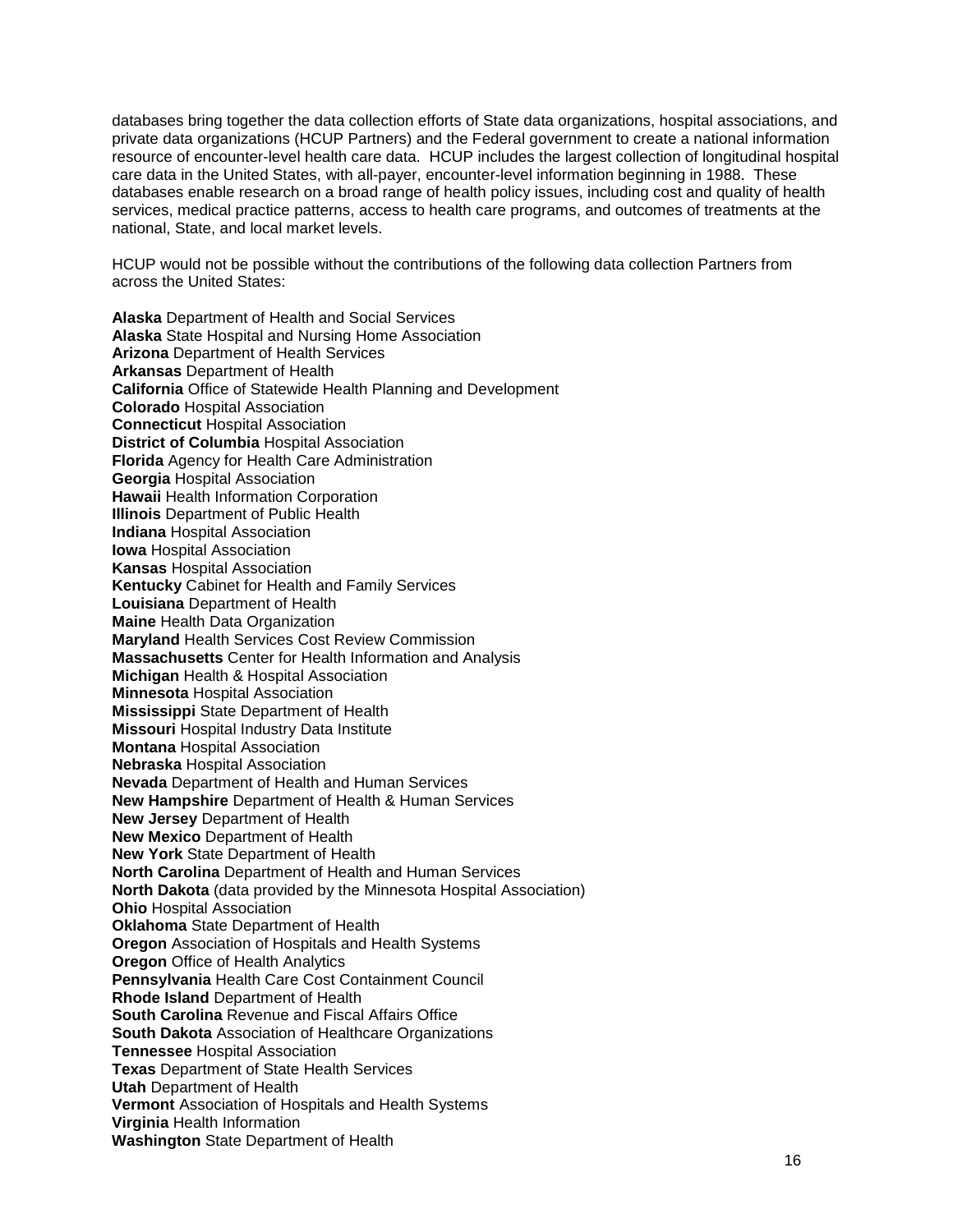databases bring together the data collection efforts of State data organizations, hospital associations, and private data organizations (HCUP Partners) and the Federal government to create a national information resource of encounter-level health care data. HCUP includes the largest collection of longitudinal hospital care data in the United States, with all-payer, encounter-level information beginning in 1988. These databases enable research on a broad range of health policy issues, including cost and quality of health services, medical practice patterns, access to health care programs, and outcomes of treatments at the national, State, and local market levels.

HCUP would not be possible without the contributions of the following data collection Partners from across the United States:

**Alaska** Department of Health and Social Services
**Alaska** State Hospital and Nursing Home Association
**Arizona** Department of Health Services
**Arkansas** Department of Health
**California** Office of Statewide Health Planning and Development
**Colorado** Hospital Association
**Connecticut** Hospital Association
**District of Columbia** Hospital Association
**Florida** Agency for Health Care Administration
**Georgia** Hospital Association
**Hawaii** Health Information Corporation
**Illinois** Department of Public Health
**Indiana** Hospital Association
**Iowa** Hospital Association
**Kansas** Hospital Association
**Kentucky** Cabinet for Health and Family Services
**Louisiana** Department of Health
**Maine** Health Data Organization
**Maryland** Health Services Cost Review Commission
**Massachusetts** Center for Health Information and Analysis
**Michigan** Health & Hospital Association
**Minnesota** Hospital Association
**Mississippi** State Department of Health
**Missouri** Hospital Industry Data Institute
**Montana** Hospital Association
**Nebraska** Hospital Association
**Nevada** Department of Health and Human Services
**New Hampshire** Department of Health & Human Services
**New Jersey** Department of Health
**New Mexico** Department of Health
**New York** State Department of Health
**North Carolina** Department of Health and Human Services
**North Dakota** (data provided by the Minnesota Hospital Association)
**Ohio** Hospital Association
**Oklahoma** State Department of Health
**Oregon** Association of Hospitals and Health Systems
**Oregon** Office of Health Analytics
**Pennsylvania** Health Care Cost Containment Council
**Rhode Island** Department of Health
**South Carolina** Revenue and Fiscal Affairs Office
**South Dakota** Association of Healthcare Organizations
**Tennessee** Hospital Association
**Texas** Department of State Health Services
**Utah** Department of Health
**Vermont** Association of Hospitals and Health Systems
**Virginia** Health Information
**Washington** State Department of Health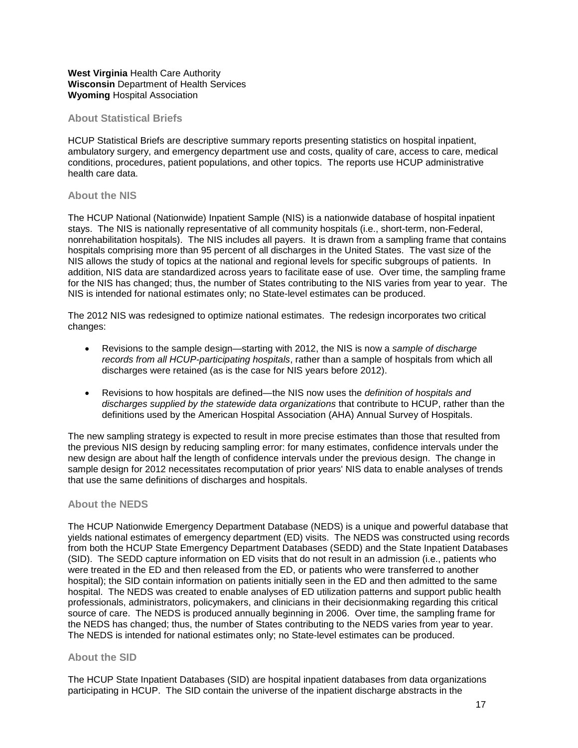**West Virginia** Health Care Authority
**Wisconsin** Department of Health Services
**Wyoming** Hospital Association

## About Statistical Briefs

HCUP Statistical Briefs are descriptive summary reports presenting statistics on hospital inpatient, ambulatory surgery, and emergency department use and costs, quality of care, access to care, medical conditions, procedures, patient populations, and other topics. The reports use HCUP administrative health care data.

## About the NIS

The HCUP National (Nationwide) Inpatient Sample (NIS) is a nationwide database of hospital inpatient stays. The NIS is nationally representative of all community hospitals (i.e., short-term, non-Federal, nonrehabilitation hospitals). The NIS includes all payers. It is drawn from a sampling frame that contains hospitals comprising more than 95 percent of all discharges in the United States. The vast size of the NIS allows the study of topics at the national and regional levels for specific subgroups of patients. In addition, NIS data are standardized across years to facilitate ease of use. Over time, the sampling frame for the NIS has changed; thus, the number of States contributing to the NIS varies from year to year. The NIS is intended for national estimates only; no State-level estimates can be produced.

The 2012 NIS was redesigned to optimize national estimates. The redesign incorporates two critical changes:

- Revisions to the sample design—starting with 2012, the NIS is now a *sample of discharge records from all HCUP-participating hospitals*, rather than a sample of hospitals from which all discharges were retained (as is the case for NIS years before 2012).
- Revisions to how hospitals are defined—the NIS now uses the *definition of hospitals and discharges supplied by the statewide data organizations* that contribute to HCUP, rather than the definitions used by the American Hospital Association (AHA) Annual Survey of Hospitals.

The new sampling strategy is expected to result in more precise estimates than those that resulted from the previous NIS design by reducing sampling error: for many estimates, confidence intervals under the new design are about half the length of confidence intervals under the previous design. The change in sample design for 2012 necessitates recomputation of prior years' NIS data to enable analyses of trends that use the same definitions of discharges and hospitals.

## About the NEDS

The HCUP Nationwide Emergency Department Database (NEDS) is a unique and powerful database that yields national estimates of emergency department (ED) visits. The NEDS was constructed using records from both the HCUP State Emergency Department Databases (SEDD) and the State Inpatient Databases (SID). The SEDD capture information on ED visits that do not result in an admission (i.e., patients who were treated in the ED and then released from the ED, or patients who were transferred to another hospital); the SID contain information on patients initially seen in the ED and then admitted to the same hospital. The NEDS was created to enable analyses of ED utilization patterns and support public health professionals, administrators, policymakers, and clinicians in their decisionmaking regarding this critical source of care. The NEDS is produced annually beginning in 2006. Over time, the sampling frame for the NEDS has changed; thus, the number of States contributing to the NEDS varies from year to year. The NEDS is intended for national estimates only; no State-level estimates can be produced.

## About the SID

The HCUP State Inpatient Databases (SID) are hospital inpatient databases from data organizations participating in HCUP. The SID contain the universe of the inpatient discharge abstracts in the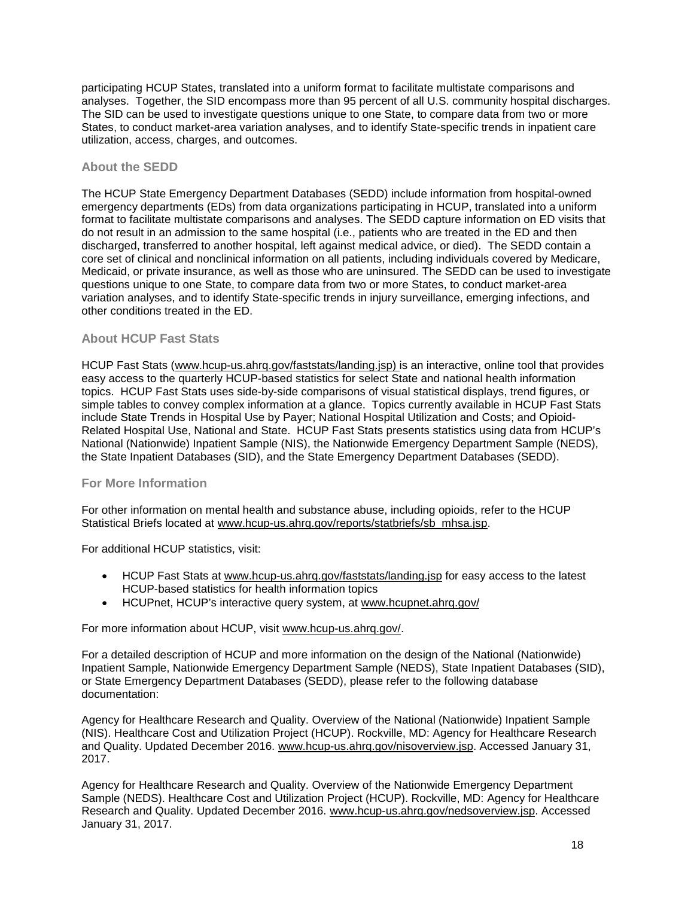participating HCUP States, translated into a uniform format to facilitate multistate comparisons and analyses. Together, the SID encompass more than 95 percent of all U.S. community hospital discharges. The SID can be used to investigate questions unique to one State, to compare data from two or more States, to conduct market-area variation analyses, and to identify State-specific trends in inpatient care utilization, access, charges, and outcomes.

### About the SEDD

The HCUP State Emergency Department Databases (SEDD) include information from hospital-owned emergency departments (EDs) from data organizations participating in HCUP, translated into a uniform format to facilitate multistate comparisons and analyses. The SEDD capture information on ED visits that do not result in an admission to the same hospital (i.e., patients who are treated in the ED and then discharged, transferred to another hospital, left against medical advice, or died). The SEDD contain a core set of clinical and nonclinical information on all patients, including individuals covered by Medicare, Medicaid, or private insurance, as well as those who are uninsured. The SEDD can be used to investigate questions unique to one State, to compare data from two or more States, to conduct market-area variation analyses, and to identify State-specific trends in injury surveillance, emerging infections, and other conditions treated in the ED.

### About HCUP Fast Stats

HCUP Fast Stats (www.hcup-us.ahrq.gov/faststats/landing.jsp) is an interactive, online tool that provides easy access to the quarterly HCUP-based statistics for select State and national health information topics. HCUP Fast Stats uses side-by-side comparisons of visual statistical displays, trend figures, or simple tables to convey complex information at a glance. Topics currently available in HCUP Fast Stats include State Trends in Hospital Use by Payer; National Hospital Utilization and Costs; and Opioid-Related Hospital Use, National and State. HCUP Fast Stats presents statistics using data from HCUP's National (Nationwide) Inpatient Sample (NIS), the Nationwide Emergency Department Sample (NEDS), the State Inpatient Databases (SID), and the State Emergency Department Databases (SEDD).

### For More Information

For other information on mental health and substance abuse, including opioids, refer to the HCUP Statistical Briefs located at www.hcup-us.ahrq.gov/reports/statbriefs/sb_mhsa.jsp.

For additional HCUP statistics, visit:

- HCUP Fast Stats at www.hcup-us.ahrq.gov/faststats/landing.jsp for easy access to the latest HCUP-based statistics for health information topics
- HCUPnet, HCUP's interactive query system, at www.hcupnet.ahrq.gov/

For more information about HCUP, visit www.hcup-us.ahrq.gov/.

For a detailed description of HCUP and more information on the design of the National (Nationwide) Inpatient Sample, Nationwide Emergency Department Sample (NEDS), State Inpatient Databases (SID), or State Emergency Department Databases (SEDD), please refer to the following database documentation:

Agency for Healthcare Research and Quality. Overview of the National (Nationwide) Inpatient Sample (NIS). Healthcare Cost and Utilization Project (HCUP). Rockville, MD: Agency for Healthcare Research and Quality. Updated December 2016. www.hcup-us.ahrq.gov/nisoverview.jsp. Accessed January 31, 2017.

Agency for Healthcare Research and Quality. Overview of the Nationwide Emergency Department Sample (NEDS). Healthcare Cost and Utilization Project (HCUP). Rockville, MD: Agency for Healthcare Research and Quality. Updated December 2016. www.hcup-us.ahrq.gov/nedsoverview.jsp. Accessed January 31, 2017.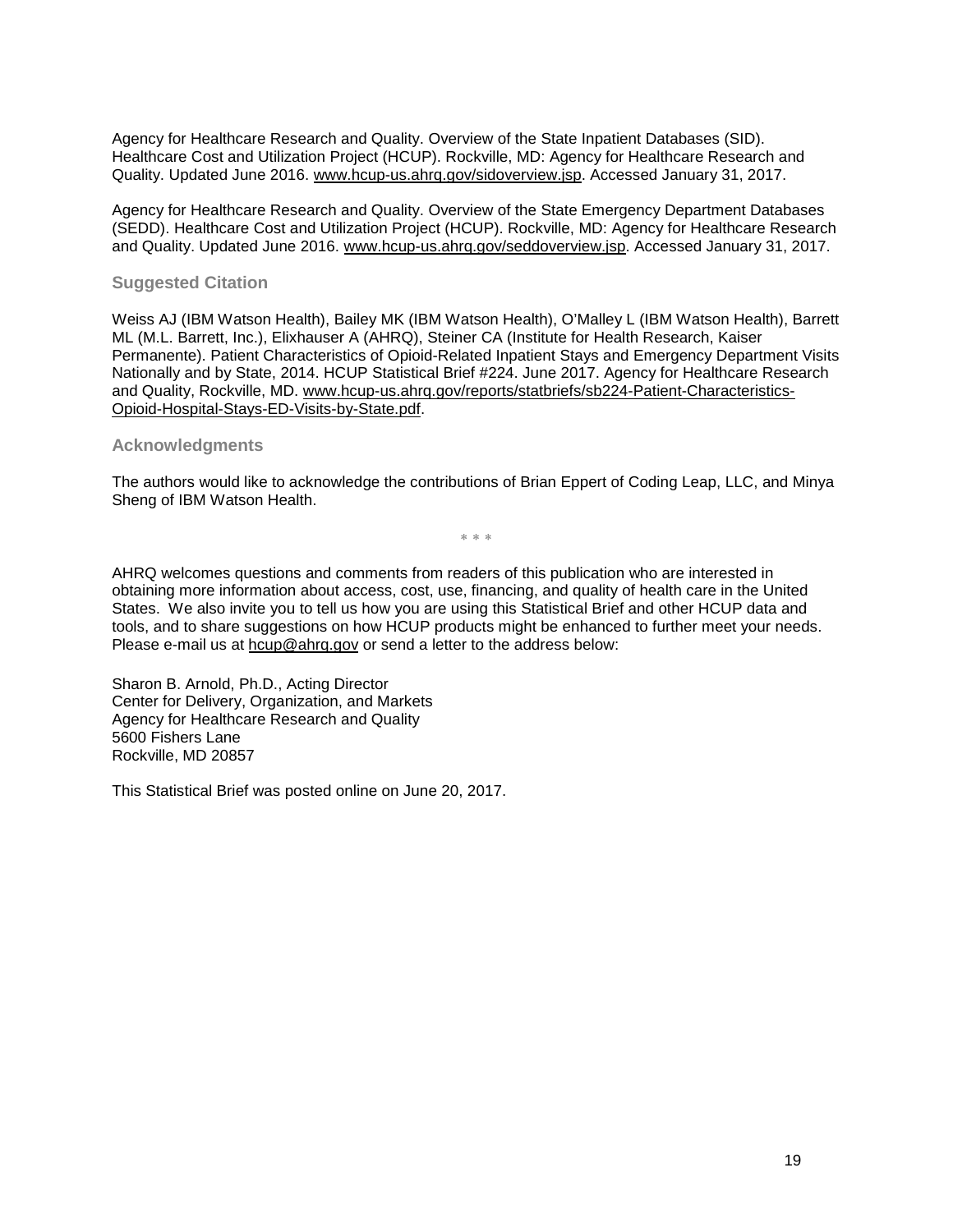Agency for Healthcare Research and Quality. Overview of the State Inpatient Databases (SID). Healthcare Cost and Utilization Project (HCUP). Rockville, MD: Agency for Healthcare Research and Quality. Updated June 2016. www.hcup-us.ahrq.gov/sidoverview.jsp. Accessed January 31, 2017.

Agency for Healthcare Research and Quality. Overview of the State Emergency Department Databases (SEDD). Healthcare Cost and Utilization Project (HCUP). Rockville, MD: Agency for Healthcare Research and Quality. Updated June 2016. www.hcup-us.ahrq.gov/seddoverview.jsp. Accessed January 31, 2017.

## Suggested Citation

Weiss AJ (IBM Watson Health), Bailey MK (IBM Watson Health), O'Malley L (IBM Watson Health), Barrett ML (M.L. Barrett, Inc.), Elixhauser A (AHRQ), Steiner CA (Institute for Health Research, Kaiser Permanente). Patient Characteristics of Opioid-Related Inpatient Stays and Emergency Department Visits Nationally and by State, 2014. HCUP Statistical Brief #224. June 2017. Agency for Healthcare Research and Quality, Rockville, MD. www.hcup-us.ahrq.gov/reports/statbriefs/sb224-Patient-Characteristics-Opioid-Hospital-Stays-ED-Visits-by-State.pdf.

## Acknowledgments

The authors would like to acknowledge the contributions of Brian Eppert of Coding Leap, LLC, and Minya Sheng of IBM Watson Health.

\* \* \*

AHRQ welcomes questions and comments from readers of this publication who are interested in obtaining more information about access, cost, use, financing, and quality of health care in the United States. We also invite you to tell us how you are using this Statistical Brief and other HCUP data and tools, and to share suggestions on how HCUP products might be enhanced to further meet your needs. Please e-mail us at hcup@ahrq.gov or send a letter to the address below:

Sharon B. Arnold, Ph.D., Acting Director
Center for Delivery, Organization, and Markets
Agency for Healthcare Research and Quality
5600 Fishers Lane
Rockville, MD 20857

This Statistical Brief was posted online on June 20, 2017.